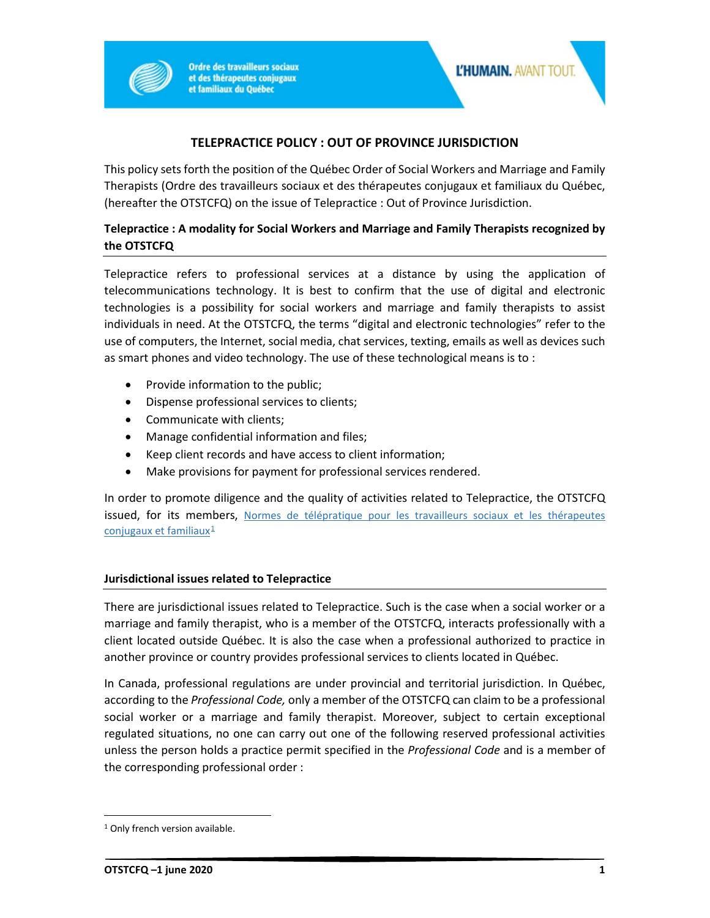# TELEPRACTICE POLICY : OUT OF PROVINCE JURISDICTION

This policy sets forth the position of the Québec Order of Social Workers and Marriage and Family Therapists (Ordre des travailleurs sociaux et des thérapeutes conjugaux et familiaux du Québec, (hereafter the OTSTCFQ) on the issue of Telepractice : Out of Province Jurisdiction.

## Telepractice : A modality for Social Workers and Marriage and Family Therapists recognized by the OTSTCFQ

Telepractice refers to professional services at a distance by using the application of telecommunications technology. It is best to confirm that the use of digital and electronic technologies is a possibility for social workers and marriage and family therapists to assist individuals in need. At the OTSTCFQ, the terms "digital and electronic technologies" refer to the use of computers, the Internet, social media, chat services, texting, emails as well as devices such as smart phones and video technology. The use of these technological means is to :

- Provide information to the public;
- Dispense professional services to clients;
- Communicate with clients;
- Manage confidential information and files;
- Keep client records and have access to client information;
- Make provisions for payment for professional services rendered.

In order to promote diligence and the quality of activities related to Telepractice, the OTSTCFQ issued, for its members, Normes de télépratique pour les travailleurs sociaux et les thérapeutes conjugaux et familiaux[1]

## Jurisdictional issues related to Telepractice

There are jurisdictional issues related to Telepractice. Such is the case when a social worker or a marriage and family therapist, who is a member of the OTSTCFQ, interacts professionally with a client located outside Québec. It is also the case when a professional authorized to practice in another province or country provides professional services to clients located in Québec.

In Canada, professional regulations are under provincial and territorial jurisdiction. In Québec, according to the *Professional Code,* only a member of the OTSTCFQ can claim to be a professional social worker or a marriage and family therapist. Moreover, subject to certain exceptional regulated situations, no one can carry out one of the following reserved professional activities unless the person holds a practice permit specified in the *Professional Code* and is a member of the corresponding professional order :

[1] Only french version available.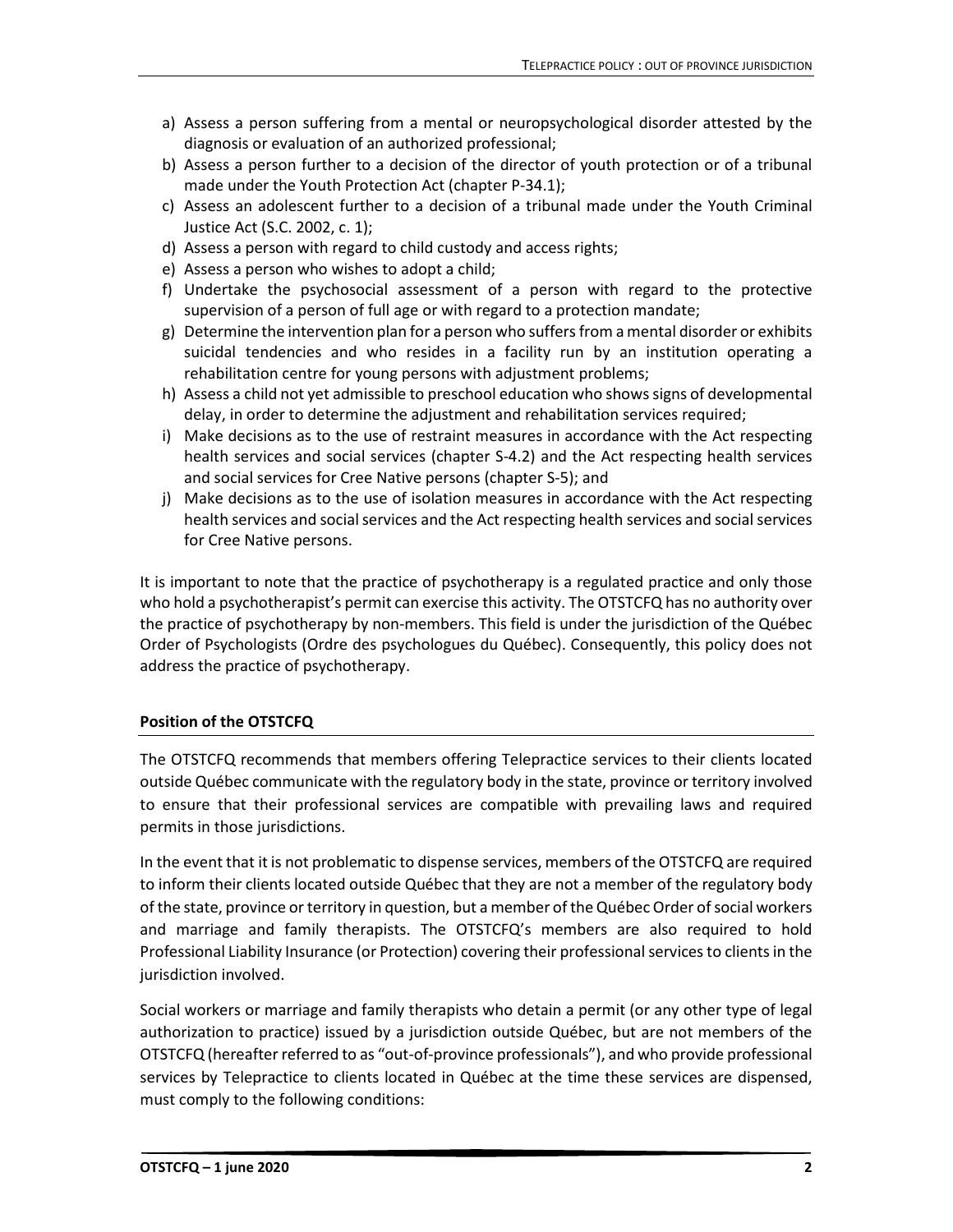a) Assess a person suffering from a mental or neuropsychological disorder attested by the diagnosis or evaluation of an authorized professional;
b) Assess a person further to a decision of the director of youth protection or of a tribunal made under the Youth Protection Act (chapter P-34.1);
c) Assess an adolescent further to a decision of a tribunal made under the Youth Criminal Justice Act (S.C. 2002, c. 1);
d) Assess a person with regard to child custody and access rights;
e) Assess a person who wishes to adopt a child;
f) Undertake the psychosocial assessment of a person with regard to the protective supervision of a person of full age or with regard to a protection mandate;
g) Determine the intervention plan for a person who suffers from a mental disorder or exhibits suicidal tendencies and who resides in a facility run by an institution operating a rehabilitation centre for young persons with adjustment problems;
h) Assess a child not yet admissible to preschool education who shows signs of developmental delay, in order to determine the adjustment and rehabilitation services required;
i) Make decisions as to the use of restraint measures in accordance with the Act respecting health services and social services (chapter S-4.2) and the Act respecting health services and social services for Cree Native persons (chapter S-5); and
j) Make decisions as to the use of isolation measures in accordance with the Act respecting health services and social services and the Act respecting health services and social services for Cree Native persons.

It is important to note that the practice of psychotherapy is a regulated practice and only those who hold a psychotherapist's permit can exercise this activity. The OTSTCFQ has no authority over the practice of psychotherapy by non-members. This field is under the jurisdiction of the Québec Order of Psychologists (Ordre des psychologues du Québec). Consequently, this policy does not address the practice of psychotherapy.

## Position of the OTSTCFQ

The OTSTCFQ recommends that members offering Telepractice services to their clients located outside Québec communicate with the regulatory body in the state, province or territory involved to ensure that their professional services are compatible with prevailing laws and required permits in those jurisdictions.

In the event that it is not problematic to dispense services, members of the OTSTCFQ are required to inform their clients located outside Québec that they are not a member of the regulatory body of the state, province or territory in question, but a member of the Québec Order of social workers and marriage and family therapists. The OTSTCFQ's members are also required to hold Professional Liability Insurance (or Protection) covering their professional services to clients in the jurisdiction involved.

Social workers or marriage and family therapists who detain a permit (or any other type of legal authorization to practice) issued by a jurisdiction outside Québec, but are not members of the OTSTCFQ (hereafter referred to as "out-of-province professionals"), and who provide professional services by Telepractice to clients located in Québec at the time these services are dispensed, must comply to the following conditions: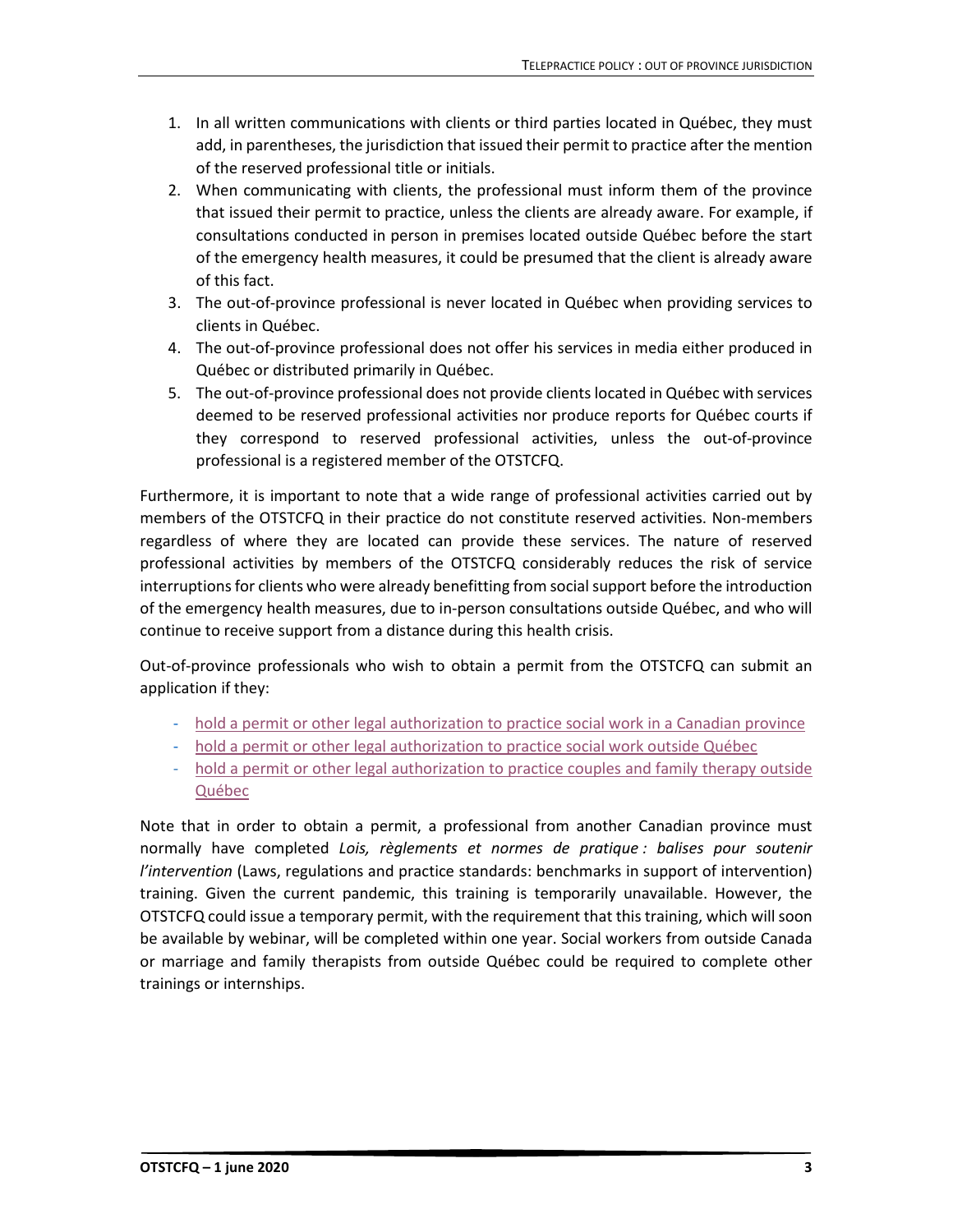1. In all written communications with clients or third parties located in Québec, they must add, in parentheses, the jurisdiction that issued their permit to practice after the mention of the reserved professional title or initials.
2. When communicating with clients, the professional must inform them of the province that issued their permit to practice, unless the clients are already aware. For example, if consultations conducted in person in premises located outside Québec before the start of the emergency health measures, it could be presumed that the client is already aware of this fact.
3. The out-of-province professional is never located in Québec when providing services to clients in Québec.
4. The out-of-province professional does not offer his services in media either produced in Québec or distributed primarily in Québec.
5. The out-of-province professional does not provide clients located in Québec with services deemed to be reserved professional activities nor produce reports for Québec courts if they correspond to reserved professional activities, unless the out-of-province professional is a registered member of the OTSTCFQ.

Furthermore, it is important to note that a wide range of professional activities carried out by members of the OTSTCFQ in their practice do not constitute reserved activities. Non-members regardless of where they are located can provide these services. The nature of reserved professional activities by members of the OTSTCFQ considerably reduces the risk of service interruptions for clients who were already benefitting from social support before the introduction of the emergency health measures, due to in-person consultations outside Québec, and who will continue to receive support from a distance during this health crisis.

Out-of-province professionals who wish to obtain a permit from the OTSTCFQ can submit an application if they:

- hold a permit or other legal authorization to practice social work in a Canadian province
- hold a permit or other legal authorization to practice social work outside Québec
- hold a permit or other legal authorization to practice couples and family therapy outside Québec

Note that in order to obtain a permit, a professional from another Canadian province must normally have completed *Lois, règlements et normes de pratique : balises pour soutenir l'intervention* (Laws, regulations and practice standards: benchmarks in support of intervention) training. Given the current pandemic, this training is temporarily unavailable. However, the OTSTCFQ could issue a temporary permit, with the requirement that this training, which will soon be available by webinar, will be completed within one year. Social workers from outside Canada or marriage and family therapists from outside Québec could be required to complete other trainings or internships.